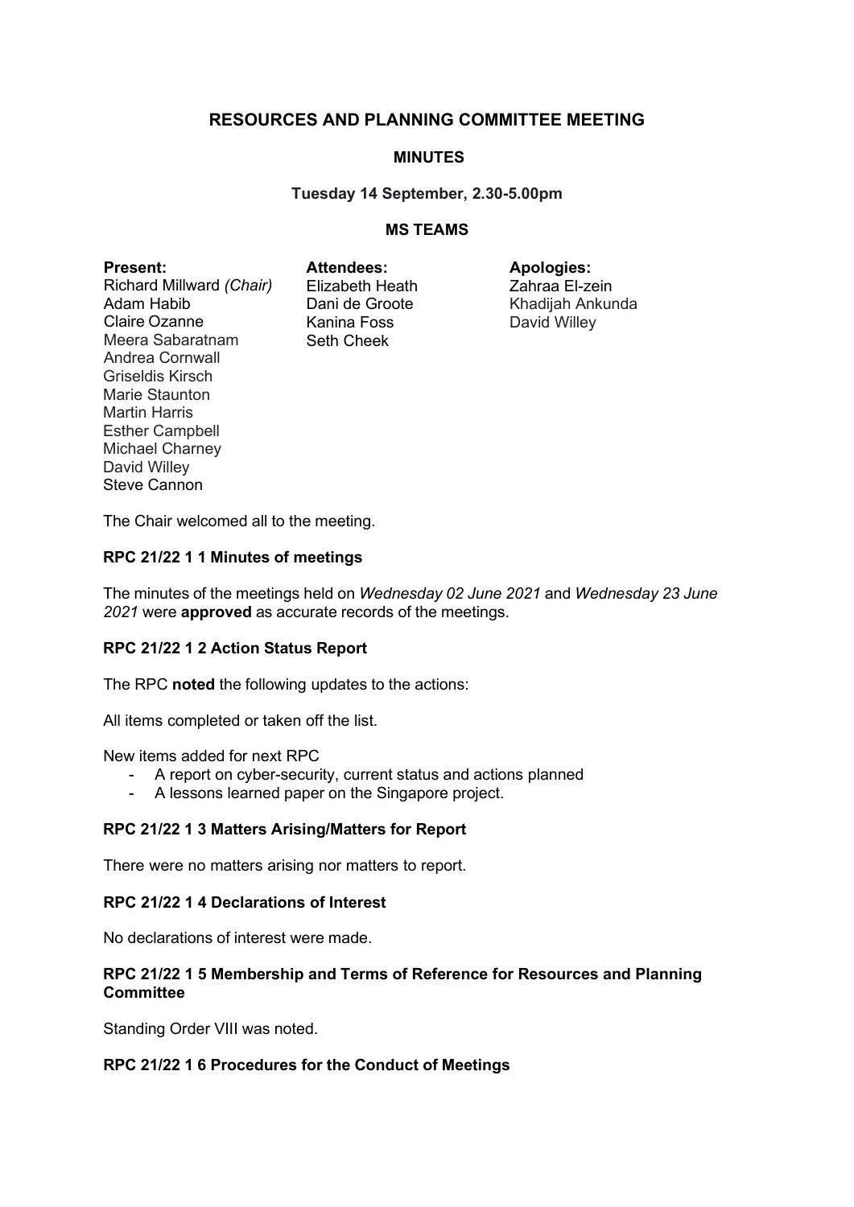# RESOURCES AND PLANNING COMMITTEE MEETING

## MINUTES

**Tuesday 14 September, 2.30-5.00pm**

**MS TEAMS**

**Present:**
Richard Millward *(Chair)*
Adam Habib
Claire Ozanne
Meera Sabaratnam
Andrea Cornwall
Griseldis Kirsch
Marie Staunton
Martin Harris
Esther Campbell
Michael Charney
David Willey
Steve Cannon

**Attendees:**
Elizabeth Heath
Dani de Groote
Kanina Foss
Seth Cheek

**Apologies:**
Zahraa El-zein
Khadijah Ankunda
David Willey

The Chair welcomed all to the meeting.

### RPC 21/22 1 1 Minutes of meetings

The minutes of the meetings held on *Wednesday 02 June 2021* and *Wednesday 23 June 2021* were **approved** as accurate records of the meetings.

### RPC 21/22 1 2 Action Status Report

The RPC **noted** the following updates to the actions:

All items completed or taken off the list.

New items added for next RPC

- A report on cyber-security, current status and actions planned
- A lessons learned paper on the Singapore project.

### RPC 21/22 1 3 Matters Arising/Matters for Report

There were no matters arising nor matters to report.

### RPC 21/22 1 4 Declarations of Interest

No declarations of interest were made.

### RPC 21/22 1 5 Membership and Terms of Reference for Resources and Planning Committee

Standing Order VIII was noted.

### RPC 21/22 1 6 Procedures for the Conduct of Meetings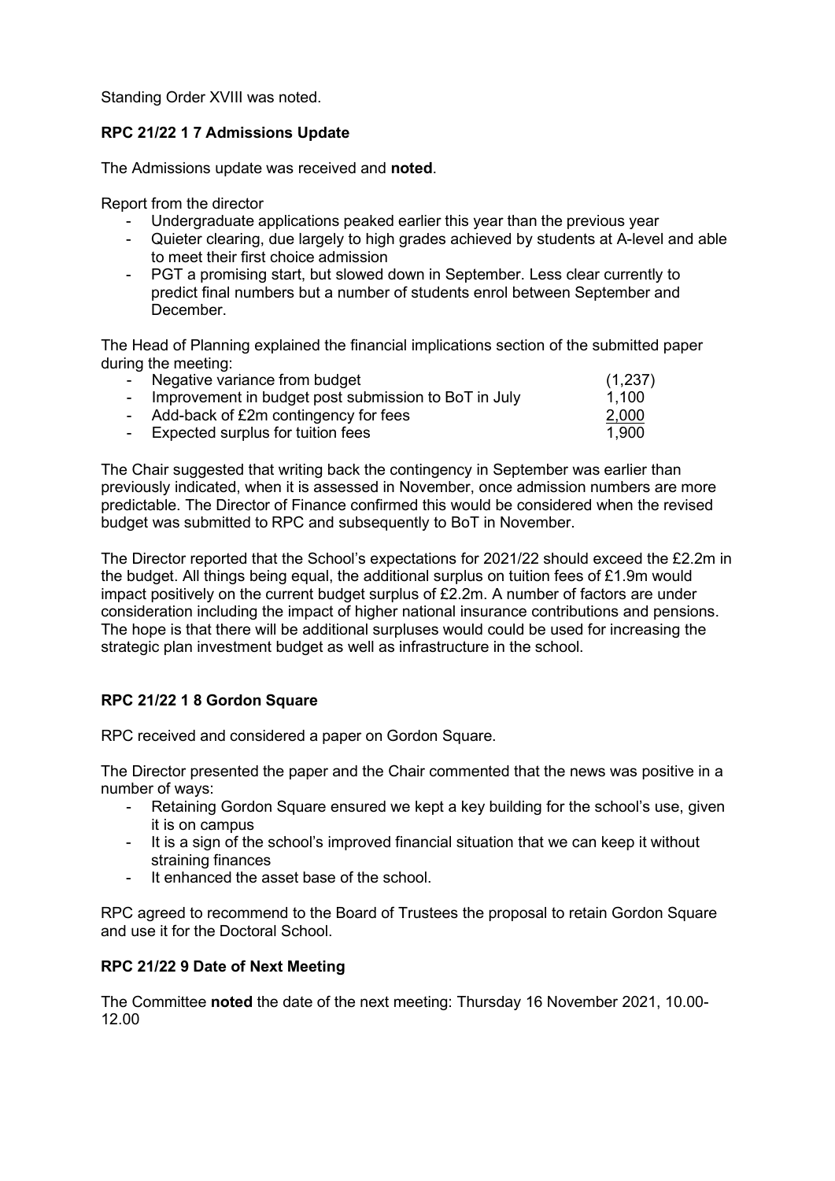Standing Order XVIII was noted.

**RPC 21/22 1 7 Admissions Update**

The Admissions update was received and **noted**.

Report from the director

- Undergraduate applications peaked earlier this year than the previous year
- Quieter clearing, due largely to high grades achieved by students at A-level and able to meet their first choice admission
- PGT a promising start, but slowed down in September. Less clear currently to predict final numbers but a number of students enrol between September and December.

The Head of Planning explained the financial implications section of the submitted paper during the meeting:

| | |
|---|---|
| - Negative variance from budget | (1,237) |
| - Improvement in budget post submission to BoT in July | 1,100 |
| - Add-back of £2m contingency for fees | 2,000 |
| - Expected surplus for tuition fees | 1,900 |

The Chair suggested that writing back the contingency in September was earlier than previously indicated, when it is assessed in November, once admission numbers are more predictable. The Director of Finance confirmed this would be considered when the revised budget was submitted to RPC and subsequently to BoT in November.

The Director reported that the School's expectations for 2021/22 should exceed the £2.2m in the budget. All things being equal, the additional surplus on tuition fees of £1.9m would impact positively on the current budget surplus of £2.2m. A number of factors are under consideration including the impact of higher national insurance contributions and pensions. The hope is that there will be additional surpluses would could be used for increasing the strategic plan investment budget as well as infrastructure in the school.

**RPC 21/22 1 8 Gordon Square**

RPC received and considered a paper on Gordon Square.

The Director presented the paper and the Chair commented that the news was positive in a number of ways:

- Retaining Gordon Square ensured we kept a key building for the school's use, given it is on campus
- It is a sign of the school's improved financial situation that we can keep it without straining finances
- It enhanced the asset base of the school.

RPC agreed to recommend to the Board of Trustees the proposal to retain Gordon Square and use it for the Doctoral School.

**RPC 21/22 9 Date of Next Meeting**

The Committee **noted** the date of the next meeting: Thursday 16 November 2021, 10.00-12.00